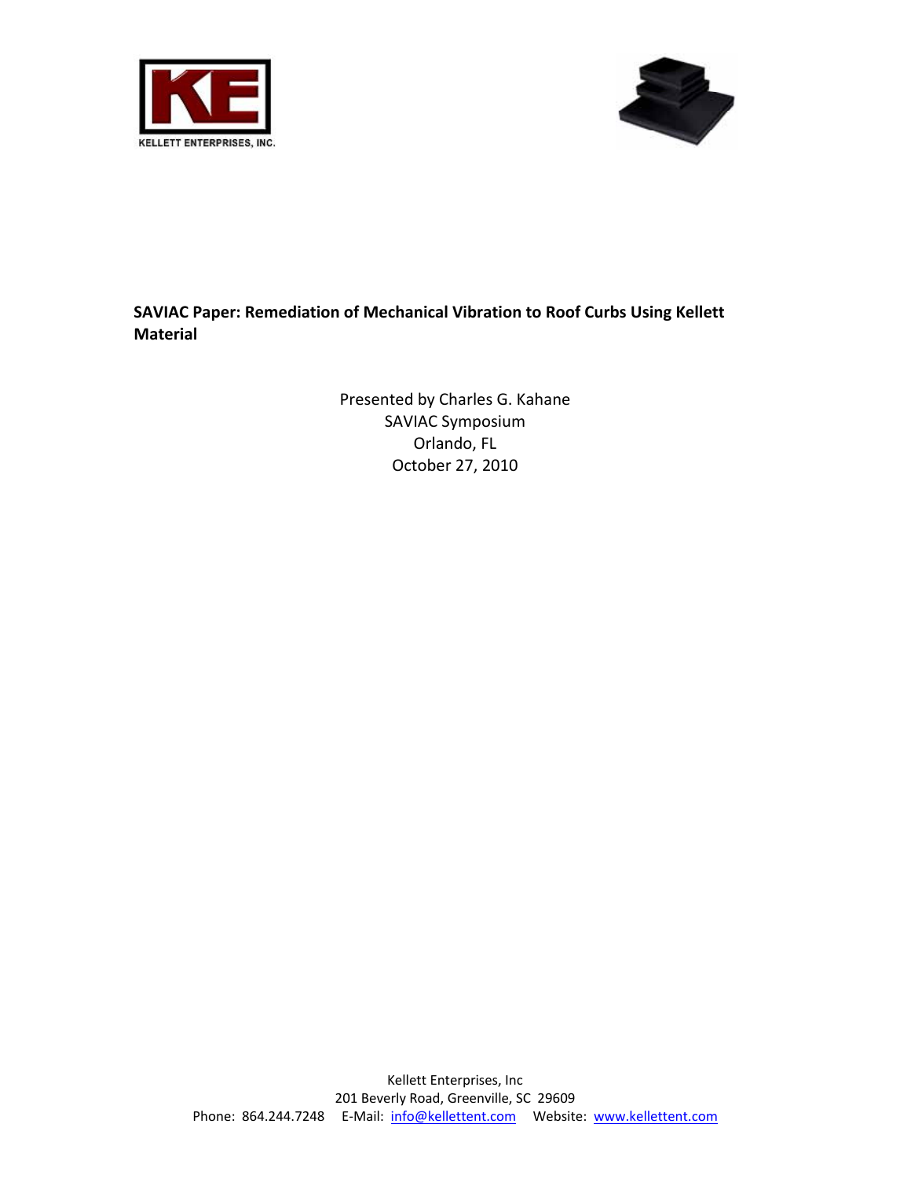KELLETT ENTERPRISES, INC.

**SAVIAC Paper: Remediation of Mechanical Vibration to Roof Curbs Using Kellett Material**

Presented by Charles G. Kahane
SAVIAC Symposium
Orlando, FL
October 27, 2010

Kellett Enterprises, Inc
201 Beverly Road, Greenville, SC 29609
Phone: 864.244.7248 E-Mail: info@kellettent.com Website: www.kellettent.com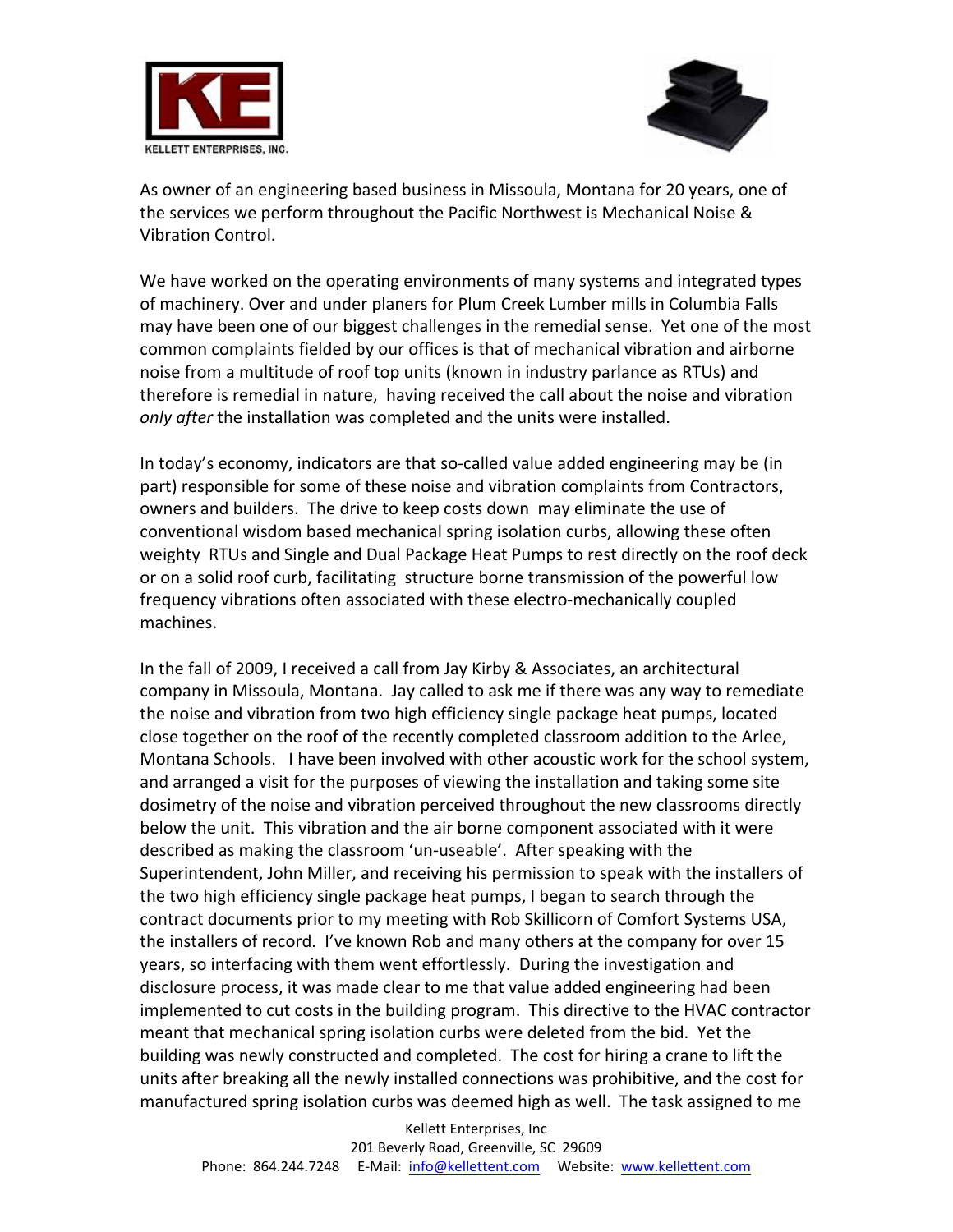As owner of an engineering based business in Missoula, Montana for 20 years, one of the services we perform throughout the Pacific Northwest is Mechanical Noise & Vibration Control.

We have worked on the operating environments of many systems and integrated types of machinery. Over and under planers for Plum Creek Lumber mills in Columbia Falls may have been one of our biggest challenges in the remedial sense. Yet one of the most common complaints fielded by our offices is that of mechanical vibration and airborne noise from a multitude of roof top units (known in industry parlance as RTUs) and therefore is remedial in nature, having received the call about the noise and vibration *only after* the installation was completed and the units were installed.

In today's economy, indicators are that so-called value added engineering may be (in part) responsible for some of these noise and vibration complaints from Contractors, owners and builders. The drive to keep costs down may eliminate the use of conventional wisdom based mechanical spring isolation curbs, allowing these often weighty RTUs and Single and Dual Package Heat Pumps to rest directly on the roof deck or on a solid roof curb, facilitating structure borne transmission of the powerful low frequency vibrations often associated with these electro-mechanically coupled machines.

In the fall of 2009, I received a call from Jay Kirby & Associates, an architectural company in Missoula, Montana. Jay called to ask me if there was any way to remediate the noise and vibration from two high efficiency single package heat pumps, located close together on the roof of the recently completed classroom addition to the Arlee, Montana Schools. I have been involved with other acoustic work for the school system, and arranged a visit for the purposes of viewing the installation and taking some site dosimetry of the noise and vibration perceived throughout the new classrooms directly below the unit. This vibration and the air borne component associated with it were described as making the classroom 'un-useable'. After speaking with the Superintendent, John Miller, and receiving his permission to speak with the installers of the two high efficiency single package heat pumps, I began to search through the contract documents prior to my meeting with Rob Skillicorn of Comfort Systems USA, the installers of record. I've known Rob and many others at the company for over 15 years, so interfacing with them went effortlessly. During the investigation and disclosure process, it was made clear to me that value added engineering had been implemented to cut costs in the building program. This directive to the HVAC contractor meant that mechanical spring isolation curbs were deleted from the bid. Yet the building was newly constructed and completed. The cost for hiring a crane to lift the units after breaking all the newly installed connections was prohibitive, and the cost for manufactured spring isolation curbs was deemed high as well. The task assigned to me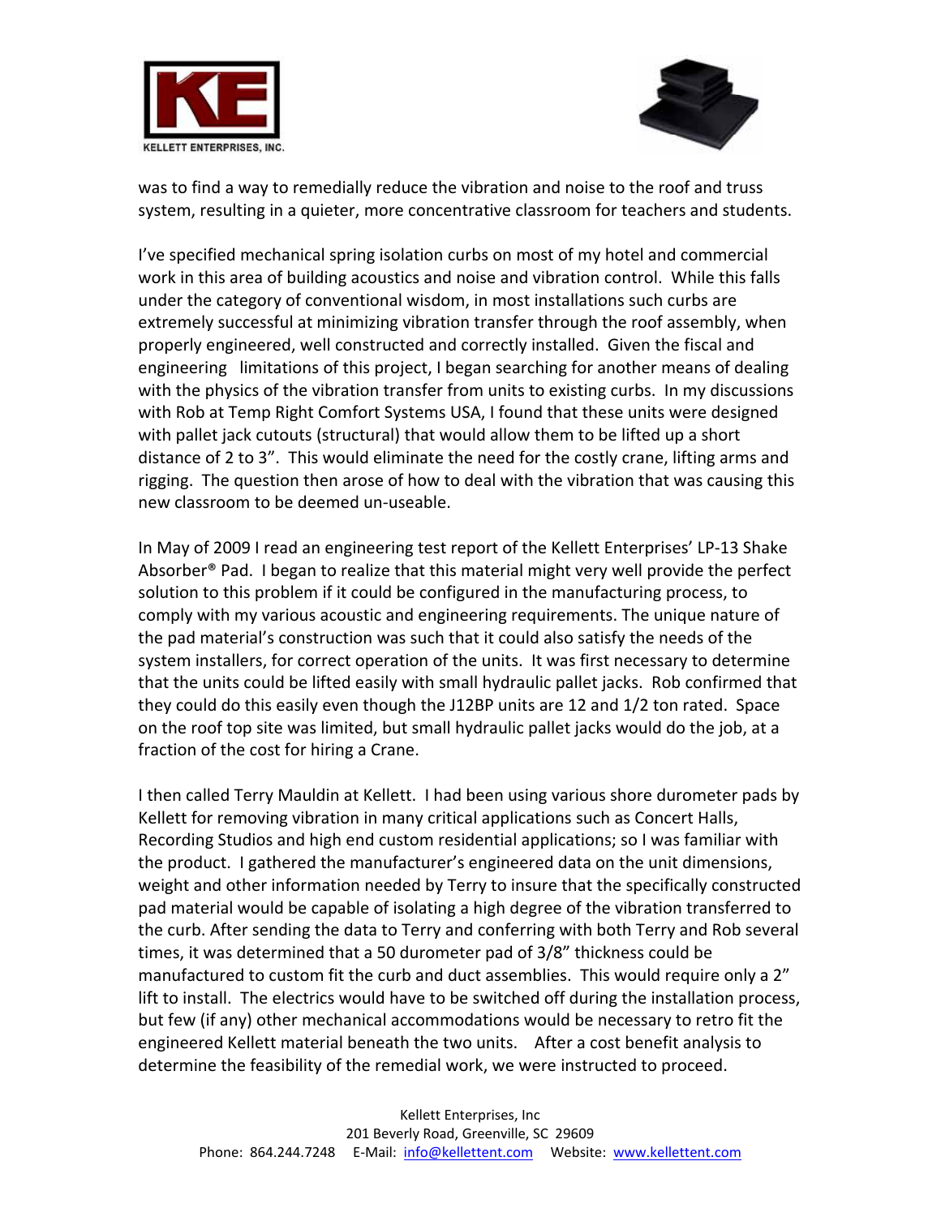was to find a way to remedially reduce the vibration and noise to the roof and truss system, resulting in a quieter, more concentrative classroom for teachers and students.

I've specified mechanical spring isolation curbs on most of my hotel and commercial work in this area of building acoustics and noise and vibration control. While this falls under the category of conventional wisdom, in most installations such curbs are extremely successful at minimizing vibration transfer through the roof assembly, when properly engineered, well constructed and correctly installed. Given the fiscal and engineering limitations of this project, I began searching for another means of dealing with the physics of the vibration transfer from units to existing curbs. In my discussions with Rob at Temp Right Comfort Systems USA, I found that these units were designed with pallet jack cutouts (structural) that would allow them to be lifted up a short distance of 2 to 3". This would eliminate the need for the costly crane, lifting arms and rigging. The question then arose of how to deal with the vibration that was causing this new classroom to be deemed un-useable.

In May of 2009 I read an engineering test report of the Kellett Enterprises' LP-13 Shake Absorber® Pad. I began to realize that this material might very well provide the perfect solution to this problem if it could be configured in the manufacturing process, to comply with my various acoustic and engineering requirements. The unique nature of the pad material's construction was such that it could also satisfy the needs of the system installers, for correct operation of the units. It was first necessary to determine that the units could be lifted easily with small hydraulic pallet jacks. Rob confirmed that they could do this easily even though the J12BP units are 12 and 1/2 ton rated. Space on the roof top site was limited, but small hydraulic pallet jacks would do the job, at a fraction of the cost for hiring a Crane.

I then called Terry Mauldin at Kellett. I had been using various shore durometer pads by Kellett for removing vibration in many critical applications such as Concert Halls, Recording Studios and high end custom residential applications; so I was familiar with the product. I gathered the manufacturer's engineered data on the unit dimensions, weight and other information needed by Terry to insure that the specifically constructed pad material would be capable of isolating a high degree of the vibration transferred to the curb. After sending the data to Terry and conferring with both Terry and Rob several times, it was determined that a 50 durometer pad of 3/8" thickness could be manufactured to custom fit the curb and duct assemblies. This would require only a 2" lift to install. The electrics would have to be switched off during the installation process, but few (if any) other mechanical accommodations would be necessary to retro fit the engineered Kellett material beneath the two units. After a cost benefit analysis to determine the feasibility of the remedial work, we were instructed to proceed.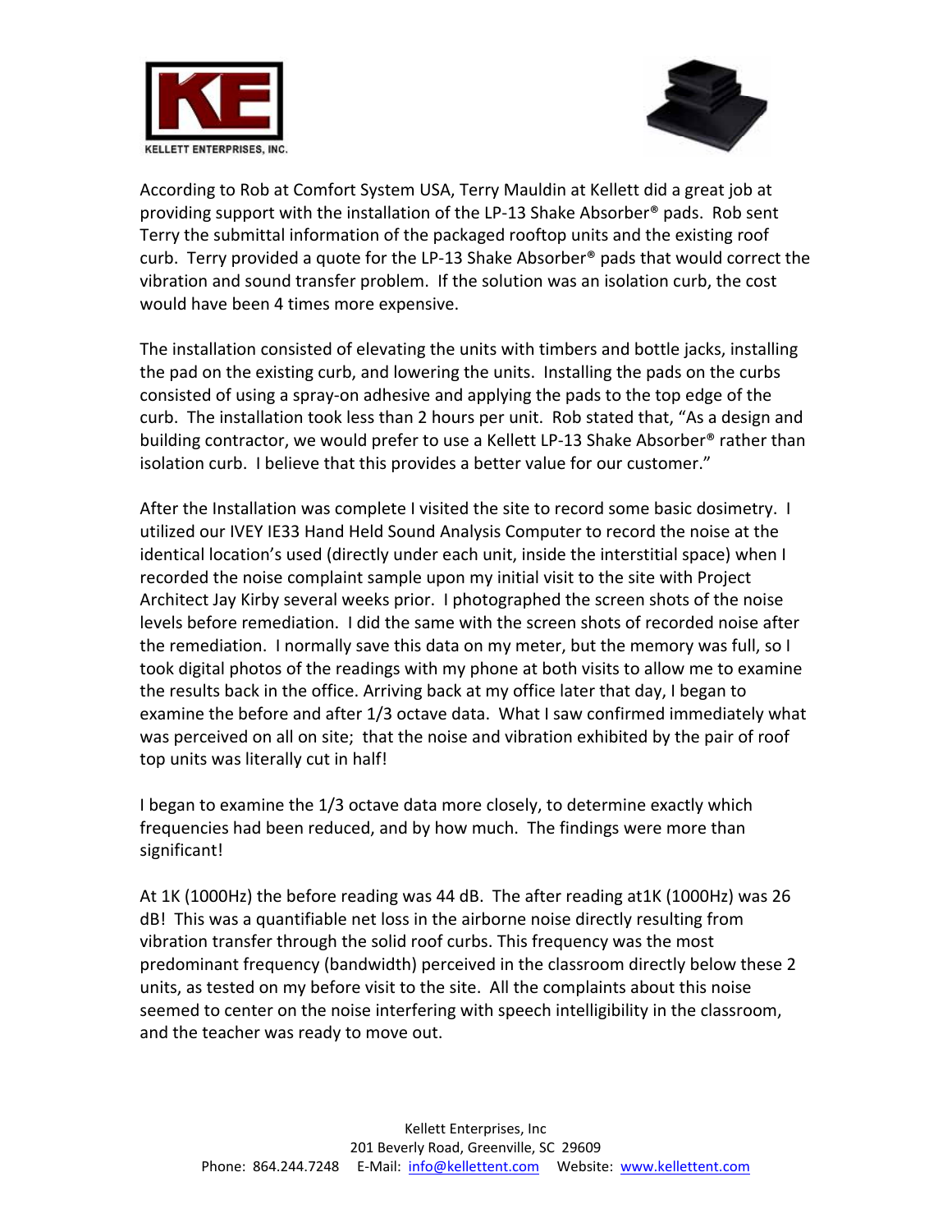According to Rob at Comfort System USA, Terry Mauldin at Kellett did a great job at providing support with the installation of the LP-13 Shake Absorber® pads. Rob sent Terry the submittal information of the packaged rooftop units and the existing roof curb. Terry provided a quote for the LP-13 Shake Absorber® pads that would correct the vibration and sound transfer problem. If the solution was an isolation curb, the cost would have been 4 times more expensive.

The installation consisted of elevating the units with timbers and bottle jacks, installing the pad on the existing curb, and lowering the units. Installing the pads on the curbs consisted of using a spray-on adhesive and applying the pads to the top edge of the curb. The installation took less than 2 hours per unit. Rob stated that, "As a design and building contractor, we would prefer to use a Kellett LP-13 Shake Absorber® rather than isolation curb. I believe that this provides a better value for our customer."

After the Installation was complete I visited the site to record some basic dosimetry. I utilized our IVEY IE33 Hand Held Sound Analysis Computer to record the noise at the identical location's used (directly under each unit, inside the interstitial space) when I recorded the noise complaint sample upon my initial visit to the site with Project Architect Jay Kirby several weeks prior. I photographed the screen shots of the noise levels before remediation. I did the same with the screen shots of recorded noise after the remediation. I normally save this data on my meter, but the memory was full, so I took digital photos of the readings with my phone at both visits to allow me to examine the results back in the office. Arriving back at my office later that day, I began to examine the before and after 1/3 octave data. What I saw confirmed immediately what was perceived on all on site; that the noise and vibration exhibited by the pair of roof top units was literally cut in half!

I began to examine the 1/3 octave data more closely, to determine exactly which frequencies had been reduced, and by how much. The findings were more than significant!

At 1K (1000Hz) the before reading was 44 dB. The after reading at1K (1000Hz) was 26 dB! This was a quantifiable net loss in the airborne noise directly resulting from vibration transfer through the solid roof curbs. This frequency was the most predominant frequency (bandwidth) perceived in the classroom directly below these 2 units, as tested on my before visit to the site. All the complaints about this noise seemed to center on the noise interfering with speech intelligibility in the classroom, and the teacher was ready to move out.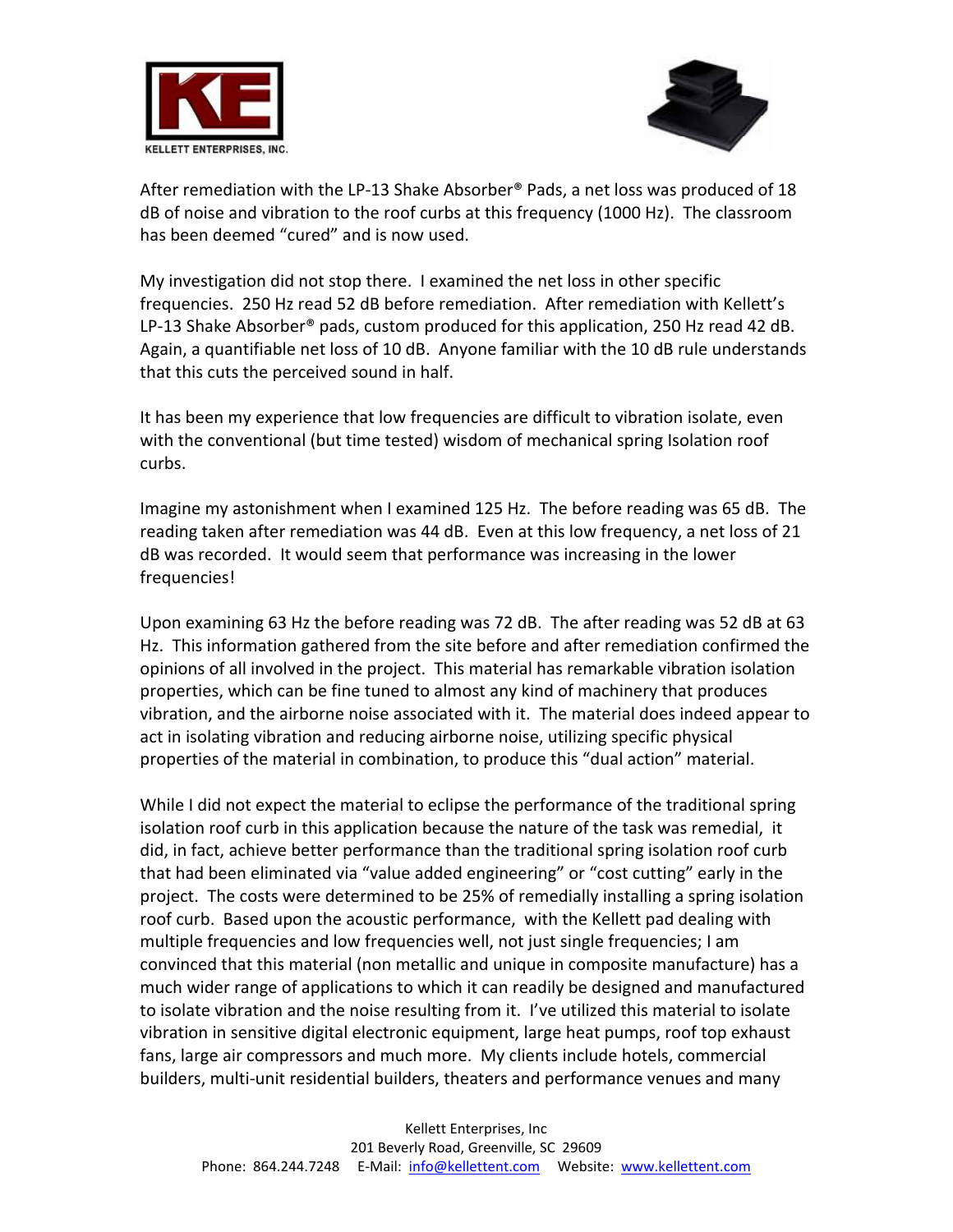After remediation with the LP-13 Shake Absorber® Pads, a net loss was produced of 18 dB of noise and vibration to the roof curbs at this frequency (1000 Hz). The classroom has been deemed "cured" and is now used.

My investigation did not stop there. I examined the net loss in other specific frequencies. 250 Hz read 52 dB before remediation. After remediation with Kellett's LP-13 Shake Absorber® pads, custom produced for this application, 250 Hz read 42 dB. Again, a quantifiable net loss of 10 dB. Anyone familiar with the 10 dB rule understands that this cuts the perceived sound in half.

It has been my experience that low frequencies are difficult to vibration isolate, even with the conventional (but time tested) wisdom of mechanical spring Isolation roof curbs.

Imagine my astonishment when I examined 125 Hz. The before reading was 65 dB. The reading taken after remediation was 44 dB. Even at this low frequency, a net loss of 21 dB was recorded. It would seem that performance was increasing in the lower frequencies!

Upon examining 63 Hz the before reading was 72 dB. The after reading was 52 dB at 63 Hz. This information gathered from the site before and after remediation confirmed the opinions of all involved in the project. This material has remarkable vibration isolation properties, which can be fine tuned to almost any kind of machinery that produces vibration, and the airborne noise associated with it. The material does indeed appear to act in isolating vibration and reducing airborne noise, utilizing specific physical properties of the material in combination, to produce this "dual action" material.

While I did not expect the material to eclipse the performance of the traditional spring isolation roof curb in this application because the nature of the task was remedial, it did, in fact, achieve better performance than the traditional spring isolation roof curb that had been eliminated via "value added engineering" or "cost cutting" early in the project. The costs were determined to be 25% of remedially installing a spring isolation roof curb. Based upon the acoustic performance, with the Kellett pad dealing with multiple frequencies and low frequencies well, not just single frequencies; I am convinced that this material (non metallic and unique in composite manufacture) has a much wider range of applications to which it can readily be designed and manufactured to isolate vibration and the noise resulting from it. I've utilized this material to isolate vibration in sensitive digital electronic equipment, large heat pumps, roof top exhaust fans, large air compressors and much more. My clients include hotels, commercial builders, multi-unit residential builders, theaters and performance venues and many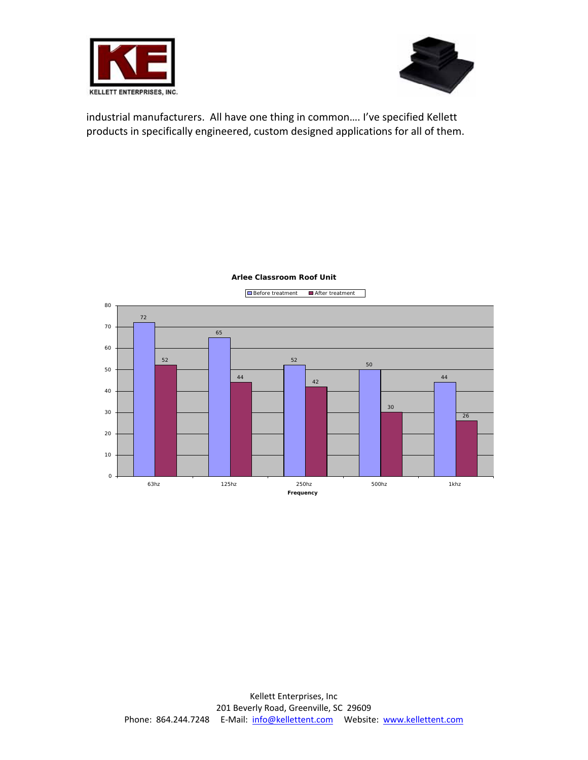industrial manufacturers. All have one thing in common…. I've specified Kellett products in specifically engineered, custom designed applications for all of them.

Arlee Classroom Roof Unit

Before treatment
After treatment

80
70
60
50
40
30
20
10
0

72
52
65
44
52
42
50
30
44
26

63hz
125hz
250hz
500hz
1khz

Frequency